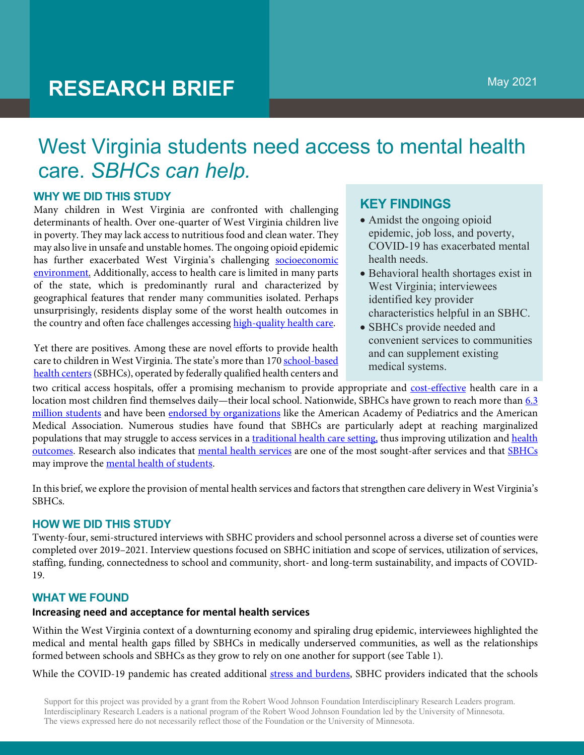RESEARCH BRIEF

May 2021

# West Virginia students need access to mental health care. *SBHCs can help.*

## WHY WE DID THIS STUDY

Many children in West Virginia are confronted with challenging determinants of health. Over one-quarter of West Virginia children live in poverty. They may lack access to nutritious food and clean water. They may also live in unsafe and unstable homes. The ongoing opioid epidemic has further exacerbated West Virginia's challenging socioeconomic environment. Additionally, access to health care is limited in many parts of the state, which is predominantly rural and characterized by geographical features that render many communities isolated. Perhaps unsurprisingly, residents display some of the worst health outcomes in the country and often face challenges accessing high-quality health care.

Yet there are positives. Among these are novel efforts to provide health care to children in West Virginia. The state's more than 170 school-based health centers (SBHCs), operated by federally qualified health centers and two critical access hospitals, offer a promising mechanism to provide appropriate and cost-effective health care in a location most children find themselves daily—their local school. Nationwide, SBHCs have grown to reach more than 6.3 million students and have been endorsed by organizations like the American Academy of Pediatrics and the American Medical Association. Numerous studies have found that SBHCs are particularly adept at reaching marginalized populations that may struggle to access services in a traditional health care setting, thus improving utilization and health outcomes. Research also indicates that mental health services are one of the most sought-after services and that SBHCs may improve the mental health of students.

In this brief, we explore the provision of mental health services and factors that strengthen care delivery in West Virginia's SBHCs.

## KEY FINDINGS

- Amidst the ongoing opioid epidemic, job loss, and poverty, COVID-19 has exacerbated mental health needs.
- Behavioral health shortages exist in West Virginia; interviewees identified key provider characteristics helpful in an SBHC.
- SBHCs provide needed and convenient services to communities and can supplement existing medical systems.

## HOW WE DID THIS STUDY

Twenty-four, semi-structured interviews with SBHC providers and school personnel across a diverse set of counties were completed over 2019–2021. Interview questions focused on SBHC initiation and scope of services, utilization of services, staffing, funding, connectedness to school and community, short- and long-term sustainability, and impacts of COVID-19.

## WHAT WE FOUND

### Increasing need and acceptance for mental health services

Within the West Virginia context of a downturning economy and spiraling drug epidemic, interviewees highlighted the medical and mental health gaps filled by SBHCs in medically underserved communities, as well as the relationships formed between schools and SBHCs as they grow to rely on one another for support (see Table 1).

While the COVID-19 pandemic has created additional stress and burdens, SBHC providers indicated that the schools

Support for this project was provided by a grant from the Robert Wood Johnson Foundation Interdisciplinary Research Leaders program. Interdisciplinary Research Leaders is a national program of the Robert Wood Johnson Foundation led by the University of Minnesota. The views expressed here do not necessarily reflect those of the Foundation or the University of Minnesota.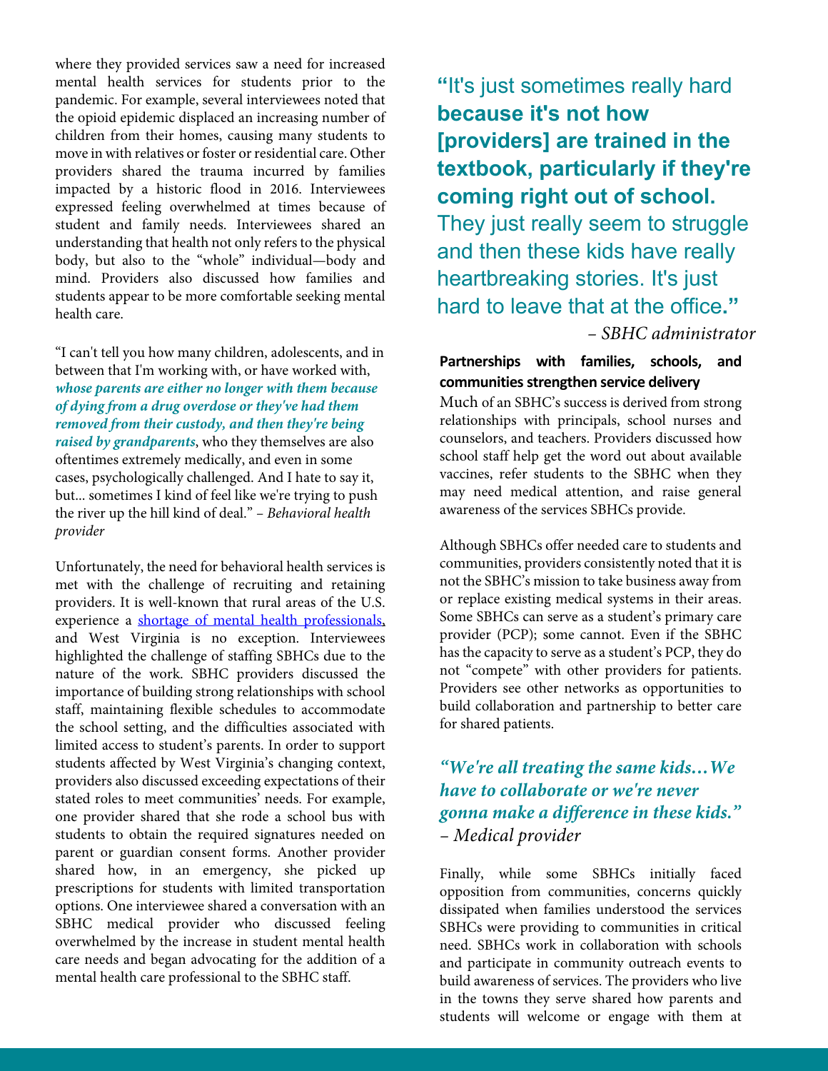where they provided services saw a need for increased mental health services for students prior to the pandemic. For example, several interviewees noted that the opioid epidemic displaced an increasing number of children from their homes, causing many students to move in with relatives or foster or residential care. Other providers shared the trauma incurred by families impacted by a historic flood in 2016. Interviewees expressed feeling overwhelmed at times because of student and family needs. Interviewees shared an understanding that health not only refers to the physical body, but also to the "whole" individual—body and mind. Providers also discussed how families and students appear to be more comfortable seeking mental health care.

"I can't tell you how many children, adolescents, and in between that I'm working with, or have worked with, ***whose parents are either no longer with them because of dying from a drug overdose or they've had them removed from their custody, and then they're being raised by grandparents***, who they themselves are also oftentimes extremely medically, and even in some cases, psychologically challenged. And I hate to say it, but... sometimes I kind of feel like we're trying to push the river up the hill kind of deal." – *Behavioral health provider*

Unfortunately, the need for behavioral health services is met with the challenge of recruiting and retaining providers. It is well-known that rural areas of the U.S. experience a [shortage of mental health professionals](), and West Virginia is no exception. Interviewees highlighted the challenge of staffing SBHCs due to the nature of the work. SBHC providers discussed the importance of building strong relationships with school staff, maintaining flexible schedules to accommodate the school setting, and the difficulties associated with limited access to student's parents. In order to support students affected by West Virginia's changing context, providers also discussed exceeding expectations of their stated roles to meet communities' needs. For example, one provider shared that she rode a school bus with students to obtain the required signatures needed on parent or guardian consent forms. Another provider shared how, in an emergency, she picked up prescriptions for students with limited transportation options. One interviewee shared a conversation with an SBHC medical provider who discussed feeling overwhelmed by the increase in student mental health care needs and began advocating for the addition of a mental health care professional to the SBHC staff.

"It's just sometimes really hard **because it's not how [providers] are trained in the textbook, particularly if they're coming right out of school.** They just really seem to struggle and then these kids have really heartbreaking stories. It's just hard to leave that at the office."

– *SBHC administrator*

**Partnerships with families, schools, and communities strengthen service delivery**

Much of an SBHC's success is derived from strong relationships with principals, school nurses and counselors, and teachers. Providers discussed how school staff help get the word out about available vaccines, refer students to the SBHC when they may need medical attention, and raise general awareness of the services SBHCs provide.

Although SBHCs offer needed care to students and communities, providers consistently noted that it is not the SBHC's mission to take business away from or replace existing medical systems in their areas. Some SBHCs can serve as a student's primary care provider (PCP); some cannot. Even if the SBHC has the capacity to serve as a student's PCP, they do not "compete" with other providers for patients. Providers see other networks as opportunities to build collaboration and partnership to better care for shared patients.

***"We're all treating the same kids…We have to collaborate or we're never gonna make a difference in these kids."***
– *Medical provider*

Finally, while some SBHCs initially faced opposition from communities, concerns quickly dissipated when families understood the services SBHCs were providing to communities in critical need. SBHCs work in collaboration with schools and participate in community outreach events to build awareness of services. The providers who live in the towns they serve shared how parents and students will welcome or engage with them at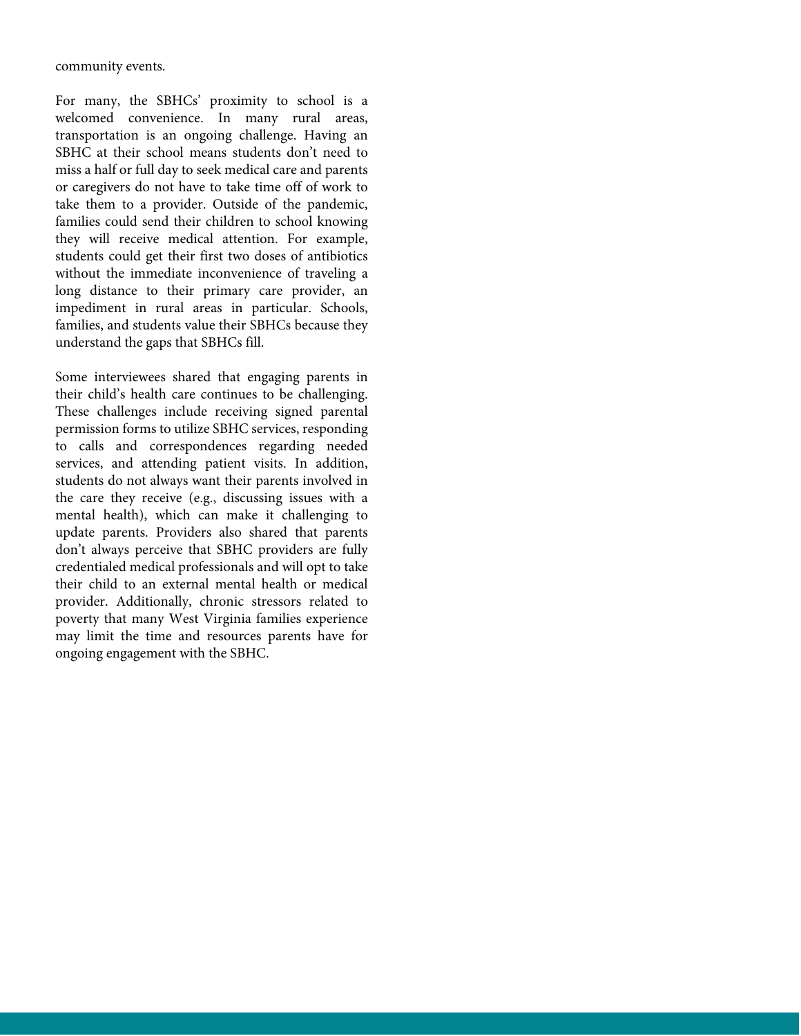community events.

For many, the SBHCs' proximity to school is a welcomed convenience. In many rural areas, transportation is an ongoing challenge. Having an SBHC at their school means students don't need to miss a half or full day to seek medical care and parents or caregivers do not have to take time off of work to take them to a provider. Outside of the pandemic, families could send their children to school knowing they will receive medical attention. For example, students could get their first two doses of antibiotics without the immediate inconvenience of traveling a long distance to their primary care provider, an impediment in rural areas in particular. Schools, families, and students value their SBHCs because they understand the gaps that SBHCs fill.

Some interviewees shared that engaging parents in their child's health care continues to be challenging. These challenges include receiving signed parental permission forms to utilize SBHC services, responding to calls and correspondences regarding needed services, and attending patient visits. In addition, students do not always want their parents involved in the care they receive (e.g., discussing issues with a mental health), which can make it challenging to update parents. Providers also shared that parents don't always perceive that SBHC providers are fully credentialed medical professionals and will opt to take their child to an external mental health or medical provider. Additionally, chronic stressors related to poverty that many West Virginia families experience may limit the time and resources parents have for ongoing engagement with the SBHC.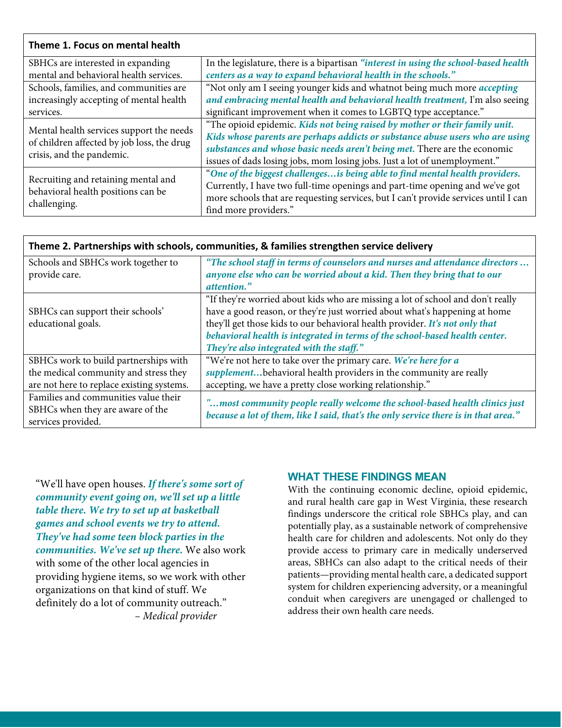| Theme 1. Focus on mental health | |
|---|---|
| SBHCs are interested in expanding mental and behavioral health services. | In the legislature, there is a bipartisan ***"interest in using the school-based health centers as a way to expand behavioral health in the schools."*** |
| Schools, families, and communities are increasingly accepting of mental health services. | "Not only am I seeing younger kids and whatnot being much more ***accepting and embracing mental health and behavioral health treatment,*** I'm also seeing significant improvement when it comes to LGBTQ type acceptance." |
| Mental health services support the needs of children affected by job loss, the drug crisis, and the pandemic. | "The opioid epidemic. ***Kids not being raised by mother or their family unit. Kids whose parents are perhaps addicts or substance abuse users who are using substances and whose basic needs aren't being met.*** There are the economic issues of dads losing jobs, mom losing jobs. Just a lot of unemployment." |
| Recruiting and retaining mental and behavioral health positions can be challenging. | "***One of the biggest challenges…is being able to find mental health providers.*** Currently, I have two full-time openings and part-time opening and we've got more schools that are requesting services, but I can't provide services until I can find more providers." |

| Theme 2. Partnerships with schools, communities, & families strengthen service delivery | |
|---|---|
| Schools and SBHCs work together to provide care. | ***"The school staff in terms of counselors and nurses and attendance directors … anyone else who can be worried about a kid. Then they bring that to our attention."*** |
| SBHCs can support their schools' educational goals. | "If they're worried about kids who are missing a lot of school and don't really have a good reason, or they're just worried about what's happening at home they'll get those kids to our behavioral health provider. ***It's not only that behavioral health is integrated in terms of the school-based health center. They're also integrated with the staff."*** |
| SBHCs work to build partnerships with the medical community and stress they are not here to replace existing systems. | "We're not here to take over the primary care. ***We're here for a supplement…***behavioral health providers in the community are really accepting, we have a pretty close working relationship." |
| Families and communities value their SBHCs when they are aware of the services provided. | ***"…most community people really welcome the school-based health clinics just because a lot of them, like I said, that's the only service there is in that area."*** |

"We'll have open houses. ***If there's some sort of community event going on, we'll set up a little table there. We try to set up at basketball games and school events we try to attend. They've had some teen block parties in the communities. We've set up there.*** We also work with some of the other local agencies in providing hygiene items, so we work with other organizations on that kind of stuff. We definitely do a lot of community outreach."

– *Medical provider*

## WHAT THESE FINDINGS MEAN

With the continuing economic decline, opioid epidemic, and rural health care gap in West Virginia, these research findings underscore the critical role SBHCs play, and can potentially play, as a sustainable network of comprehensive health care for children and adolescents. Not only do they provide access to primary care in medically underserved areas, SBHCs can also adapt to the critical needs of their patients—providing mental health care, a dedicated support system for children experiencing adversity, or a meaningful conduit when caregivers are unengaged or challenged to address their own health care needs.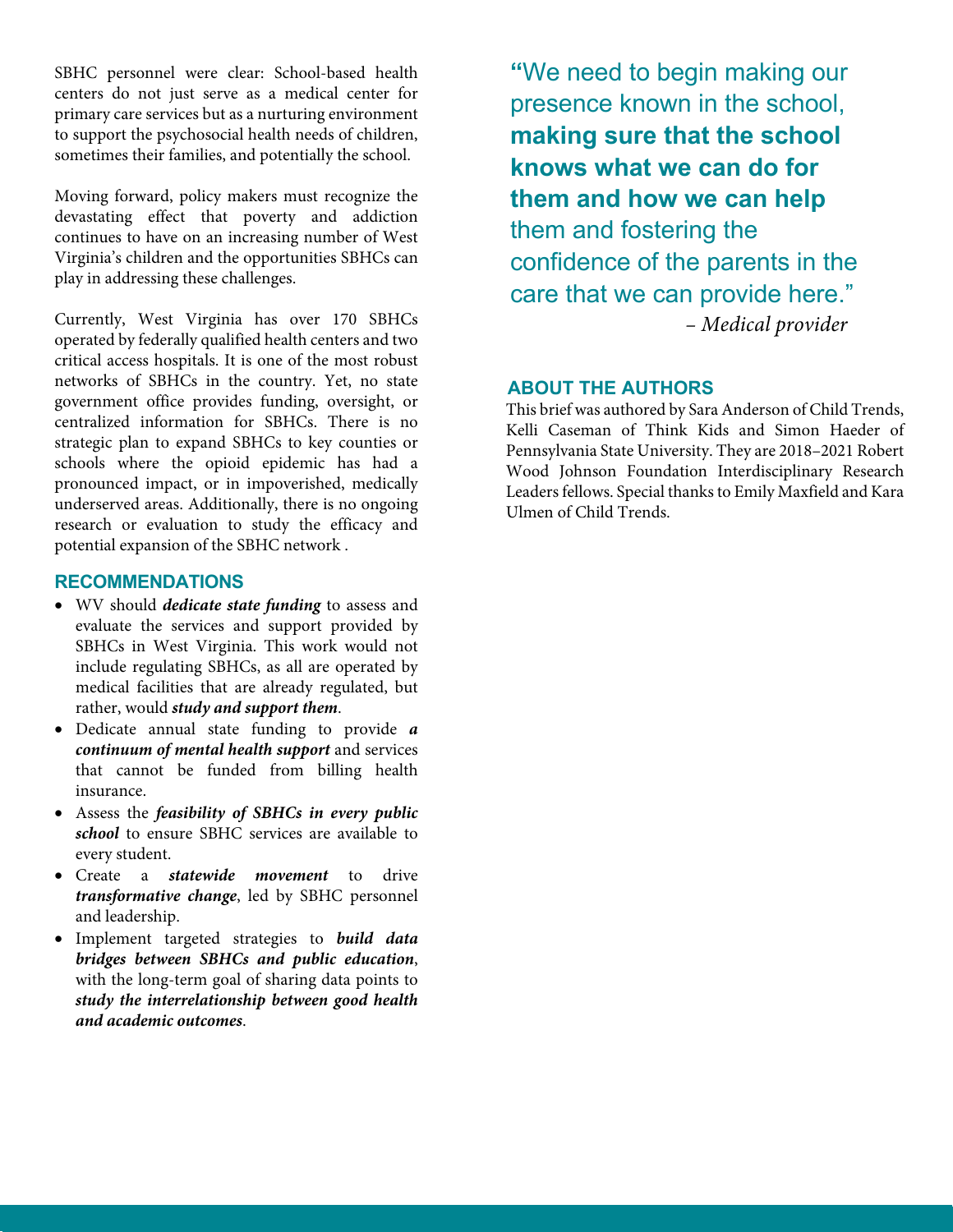SBHC personnel were clear: School-based health centers do not just serve as a medical center for primary care services but as a nurturing environment to support the psychosocial health needs of children, sometimes their families, and potentially the school.

Moving forward, policy makers must recognize the devastating effect that poverty and addiction continues to have on an increasing number of West Virginia's children and the opportunities SBHCs can play in addressing these challenges.

Currently, West Virginia has over 170 SBHCs operated by federally qualified health centers and two critical access hospitals. It is one of the most robust networks of SBHCs in the country. Yet, no state government office provides funding, oversight, or centralized information for SBHCs. There is no strategic plan to expand SBHCs to key counties or schools where the opioid epidemic has had a pronounced impact, or in impoverished, medically underserved areas. Additionally, there is no ongoing research or evaluation to study the efficacy and potential expansion of the SBHC network .

## RECOMMENDATIONS

- WV should ***dedicate state funding*** to assess and evaluate the services and support provided by SBHCs in West Virginia. This work would not include regulating SBHCs, as all are operated by medical facilities that are already regulated, but rather, would ***study and support them***.
- Dedicate annual state funding to provide ***a continuum of mental health support*** and services that cannot be funded from billing health insurance.
- Assess the ***feasibility of SBHCs in every public school*** to ensure SBHC services are available to every student.
- Create a ***statewide movement*** to drive ***transformative change***, led by SBHC personnel and leadership.
- Implement targeted strategies to ***build data bridges between SBHCs and public education***, with the long-term goal of sharing data points to ***study the interrelationship between good health and academic outcomes***.

> "We need to begin making our presence known in the school, **making sure that the school knows what we can do for them and how we can help** them and fostering the confidence of the parents in the care that we can provide here."
>
> – *Medical provider*

## ABOUT THE AUTHORS

This brief was authored by Sara Anderson of Child Trends, Kelli Caseman of Think Kids and Simon Haeder of Pennsylvania State University. They are 2018–2021 Robert Wood Johnson Foundation Interdisciplinary Research Leaders fellows. Special thanks to Emily Maxfield and Kara Ulmen of Child Trends.